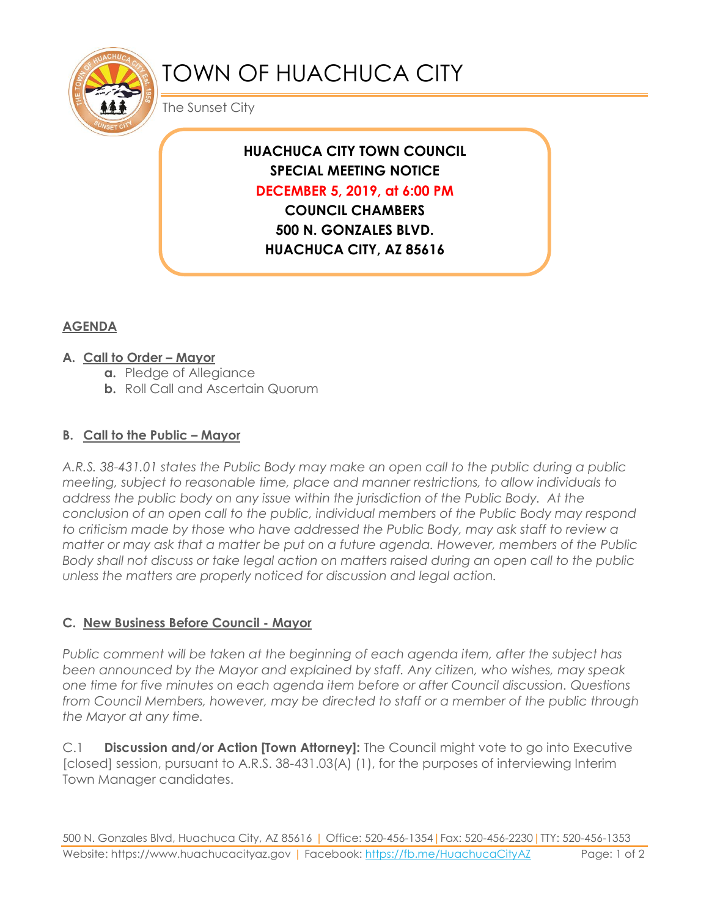# TOWN OF HUACHUCA CITY

The Sunset City

**HUACHUCA CITY TOWN COUNCIL**
**SPECIAL MEETING NOTICE**
**DECEMBER 5, 2019, at 6:00 PM**
**COUNCIL CHAMBERS**
**500 N. GONZALES BLVD.**
**HUACHUCA CITY, AZ 85616**

## AGENDA

### A. Call to Order – Mayor

- **a.** Pledge of Allegiance
- **b.** Roll Call and Ascertain Quorum

### B. Call to the Public – Mayor

*A.R.S. 38-431.01 states the Public Body may make an open call to the public during a public meeting, subject to reasonable time, place and manner restrictions, to allow individuals to address the public body on any issue within the jurisdiction of the Public Body. At the conclusion of an open call to the public, individual members of the Public Body may respond to criticism made by those who have addressed the Public Body, may ask staff to review a matter or may ask that a matter be put on a future agenda. However, members of the Public Body shall not discuss or take legal action on matters raised during an open call to the public unless the matters are properly noticed for discussion and legal action.*

### C. New Business Before Council - Mayor

*Public comment will be taken at the beginning of each agenda item, after the subject has been announced by the Mayor and explained by staff. Any citizen, who wishes, may speak one time for five minutes on each agenda item before or after Council discussion. Questions from Council Members, however, may be directed to staff or a member of the public through the Mayor at any time.*

C.1 **Discussion and/or Action [Town Attorney]:** The Council might vote to go into Executive [closed] session, pursuant to A.R.S. 38-431.03(A) (1), for the purposes of interviewing Interim Town Manager candidates.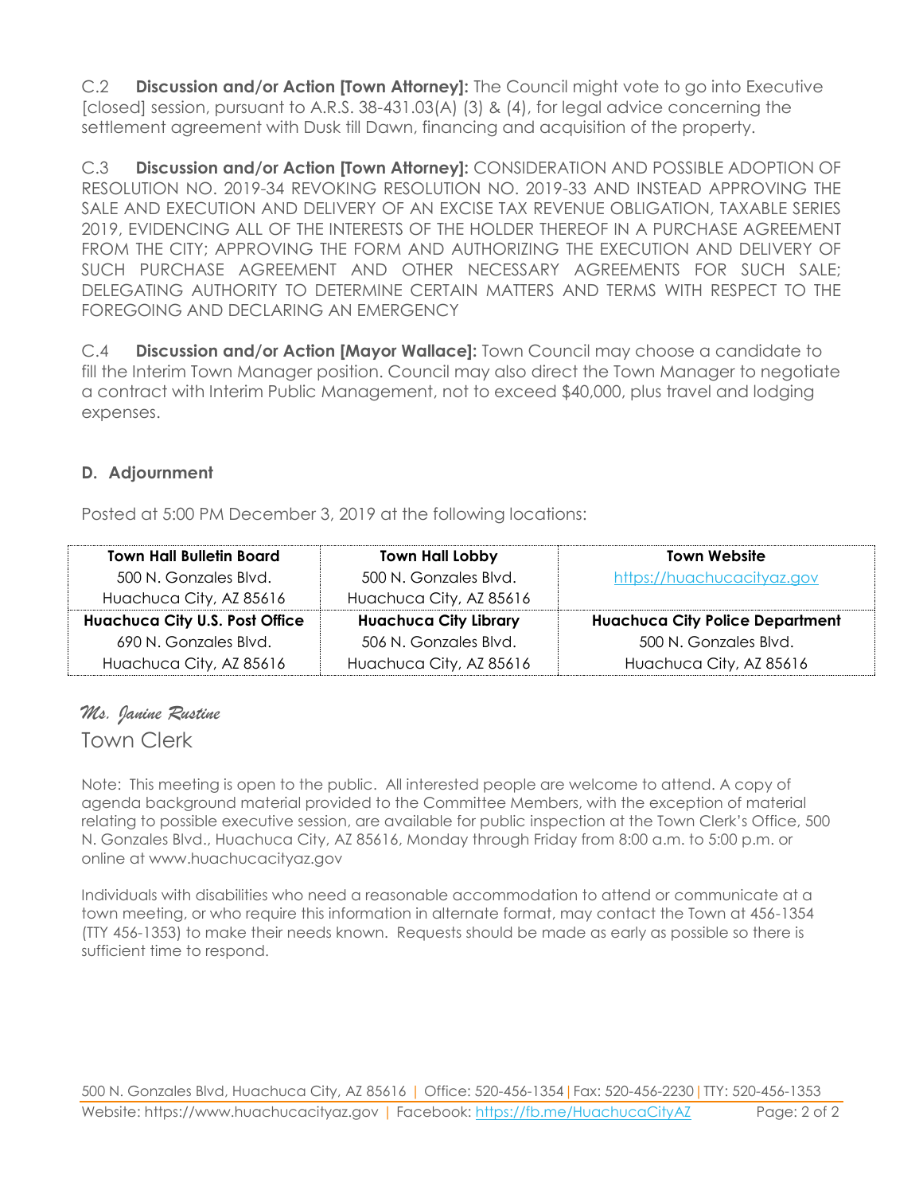C.2 **Discussion and/or Action [Town Attorney]:** The Council might vote to go into Executive [closed] session, pursuant to A.R.S. 38-431.03(A) (3) & (4), for legal advice concerning the settlement agreement with Dusk till Dawn, financing and acquisition of the property.

C.3 **Discussion and/or Action [Town Attorney]:** CONSIDERATION AND POSSIBLE ADOPTION OF RESOLUTION NO. 2019-34 REVOKING RESOLUTION NO. 2019-33 AND INSTEAD APPROVING THE SALE AND EXECUTION AND DELIVERY OF AN EXCISE TAX REVENUE OBLIGATION, TAXABLE SERIES 2019, EVIDENCING ALL OF THE INTERESTS OF THE HOLDER THEREOF IN A PURCHASE AGREEMENT FROM THE CITY; APPROVING THE FORM AND AUTHORIZING THE EXECUTION AND DELIVERY OF SUCH PURCHASE AGREEMENT AND OTHER NECESSARY AGREEMENTS FOR SUCH SALE; DELEGATING AUTHORITY TO DETERMINE CERTAIN MATTERS AND TERMS WITH RESPECT TO THE FOREGOING AND DECLARING AN EMERGENCY

C.4 **Discussion and/or Action [Mayor Wallace]:** Town Council may choose a candidate to fill the Interim Town Manager position. Council may also direct the Town Manager to negotiate a contract with Interim Public Management, not to exceed $40,000, plus travel and lodging expenses.

### D. Adjournment

Posted at 5:00 PM December 3, 2019 at the following locations:

| | | |
|---|---|---|
| **Town Hall Bulletin Board**<br>500 N. Gonzales Blvd.<br>Huachuca City, AZ 85616 | **Town Hall Lobby**<br>500 N. Gonzales Blvd.<br>Huachuca City, AZ 85616 | **Town Website**<br>https://huachucacityaz.gov |
| **Huachuca City U.S. Post Office**<br>690 N. Gonzales Blvd.<br>Huachuca City, AZ 85616 | **Huachuca City Library**<br>506 N. Gonzales Blvd.<br>Huachuca City, AZ 85616 | **Huachuca City Police Department**<br>500 N. Gonzales Blvd.<br>Huachuca City, AZ 85616 |

*Ms. Janine Rustine*
Town Clerk

Note: This meeting is open to the public. All interested people are welcome to attend. A copy of agenda background material provided to the Committee Members, with the exception of material relating to possible executive session, are available for public inspection at the Town Clerk's Office, 500 N. Gonzales Blvd., Huachuca City, AZ 85616, Monday through Friday from 8:00 a.m. to 5:00 p.m. or online at www.huachucacityaz.gov

Individuals with disabilities who need a reasonable accommodation to attend or communicate at a town meeting, or who require this information in alternate format, may contact the Town at 456-1354 (TTY 456-1353) to make their needs known. Requests should be made as early as possible so there is sufficient time to respond.